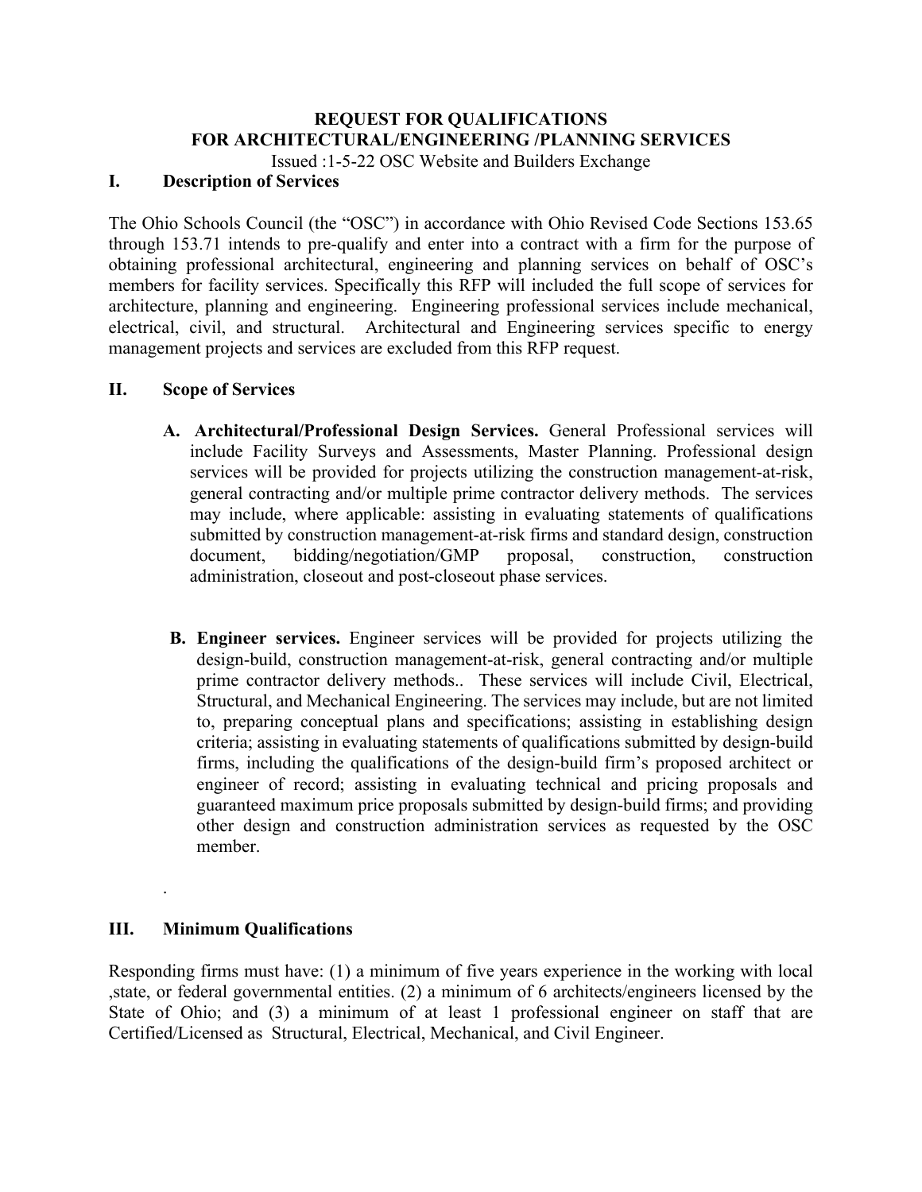**REQUEST FOR QUALIFICATIONS**
**FOR ARCHITECTURAL/ENGINEERING /PLANNING SERVICES**

Issued :1-5-22 OSC Website and Builders Exchange

## I. Description of Services

The Ohio Schools Council (the "OSC") in accordance with Ohio Revised Code Sections 153.65 through 153.71 intends to pre-qualify and enter into a contract with a firm for the purpose of obtaining professional architectural, engineering and planning services on behalf of OSC's members for facility services. Specifically this RFP will included the full scope of services for architecture, planning and engineering. Engineering professional services include mechanical, electrical, civil, and structural. Architectural and Engineering services specific to energy management projects and services are excluded from this RFP request.

## II. Scope of Services

A. **Architectural/Professional Design Services.** General Professional services will include Facility Surveys and Assessments, Master Planning. Professional design services will be provided for projects utilizing the construction management-at-risk, general contracting and/or multiple prime contractor delivery methods. The services may include, where applicable: assisting in evaluating statements of qualifications submitted by construction management-at-risk firms and standard design, construction document, bidding/negotiation/GMP proposal, construction, construction administration, closeout and post-closeout phase services.

B. **Engineer services.** Engineer services will be provided for projects utilizing the design-build, construction management-at-risk, general contracting and/or multiple prime contractor delivery methods.. These services will include Civil, Electrical, Structural, and Mechanical Engineering. The services may include, but are not limited to, preparing conceptual plans and specifications; assisting in establishing design criteria; assisting in evaluating statements of qualifications submitted by design-build firms, including the qualifications of the design-build firm's proposed architect or engineer of record; assisting in evaluating technical and pricing proposals and guaranteed maximum price proposals submitted by design-build firms; and providing other design and construction administration services as requested by the OSC member.

.

## III. Minimum Qualifications

Responding firms must have: (1) a minimum of five years experience in the working with local ,state, or federal governmental entities. (2) a minimum of 6 architects/engineers licensed by the State of Ohio; and (3) a minimum of at least 1 professional engineer on staff that are Certified/Licensed as Structural, Electrical, Mechanical, and Civil Engineer.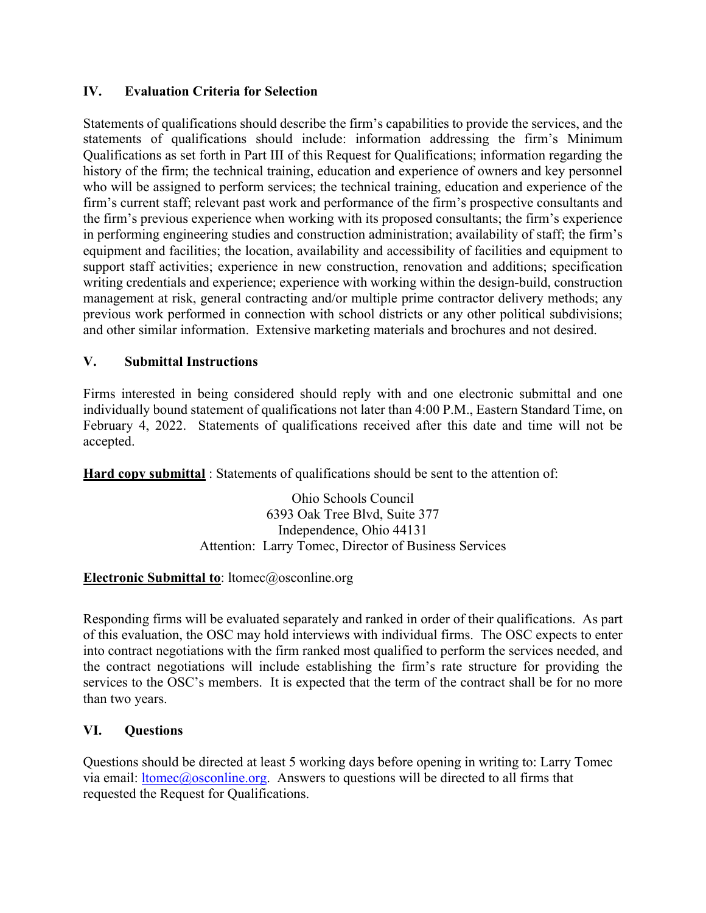## IV. Evaluation Criteria for Selection

Statements of qualifications should describe the firm's capabilities to provide the services, and the statements of qualifications should include: information addressing the firm's Minimum Qualifications as set forth in Part III of this Request for Qualifications; information regarding the history of the firm; the technical training, education and experience of owners and key personnel who will be assigned to perform services; the technical training, education and experience of the firm's current staff; relevant past work and performance of the firm's prospective consultants and the firm's previous experience when working with its proposed consultants; the firm's experience in performing engineering studies and construction administration; availability of staff; the firm's equipment and facilities; the location, availability and accessibility of facilities and equipment to support staff activities; experience in new construction, renovation and additions; specification writing credentials and experience; experience with working within the design-build, construction management at risk, general contracting and/or multiple prime contractor delivery methods; any previous work performed in connection with school districts or any other political subdivisions; and other similar information. Extensive marketing materials and brochures and not desired.

## V. Submittal Instructions

Firms interested in being considered should reply with and one electronic submittal and one individually bound statement of qualifications not later than 4:00 P.M., Eastern Standard Time, on February 4, 2022. Statements of qualifications received after this date and time will not be accepted.

**Hard copy submittal** : Statements of qualifications should be sent to the attention of:

Ohio Schools Council
6393 Oak Tree Blvd, Suite 377
Independence, Ohio 44131
Attention: Larry Tomec, Director of Business Services

**Electronic Submittal to**: ltomec@osconline.org

Responding firms will be evaluated separately and ranked in order of their qualifications. As part of this evaluation, the OSC may hold interviews with individual firms. The OSC expects to enter into contract negotiations with the firm ranked most qualified to perform the services needed, and the contract negotiations will include establishing the firm's rate structure for providing the services to the OSC's members. It is expected that the term of the contract shall be for no more than two years.

## VI. Questions

Questions should be directed at least 5 working days before opening in writing to: Larry Tomec via email: ltomec@osconline.org. Answers to questions will be directed to all firms that requested the Request for Qualifications.